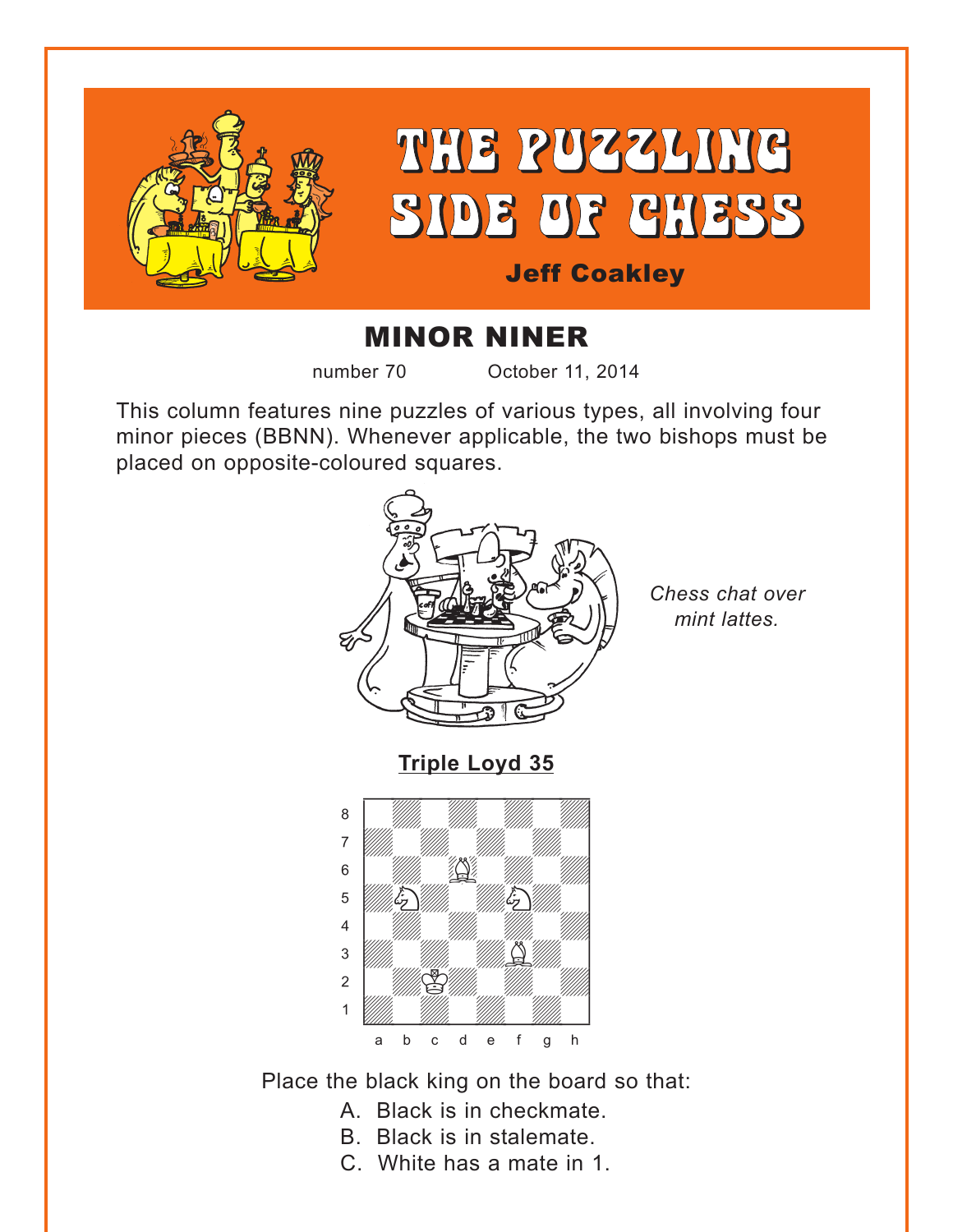# THE PUZZLING SIDE OF CHESS

**Jeff Coakley**

## MINOR NINER

number 70 October 11, 2014

This column features nine puzzles of various types, all involving four minor pieces (BBNN). Whenever applicable, the two bishops must be placed on opposite-coloured squares.

*Chess chat over mint lattes.*

### Triple Loyd 35

Place the black king on the board so that:

A. Black is in checkmate.
B. Black is in stalemate.
C. White has a mate in 1.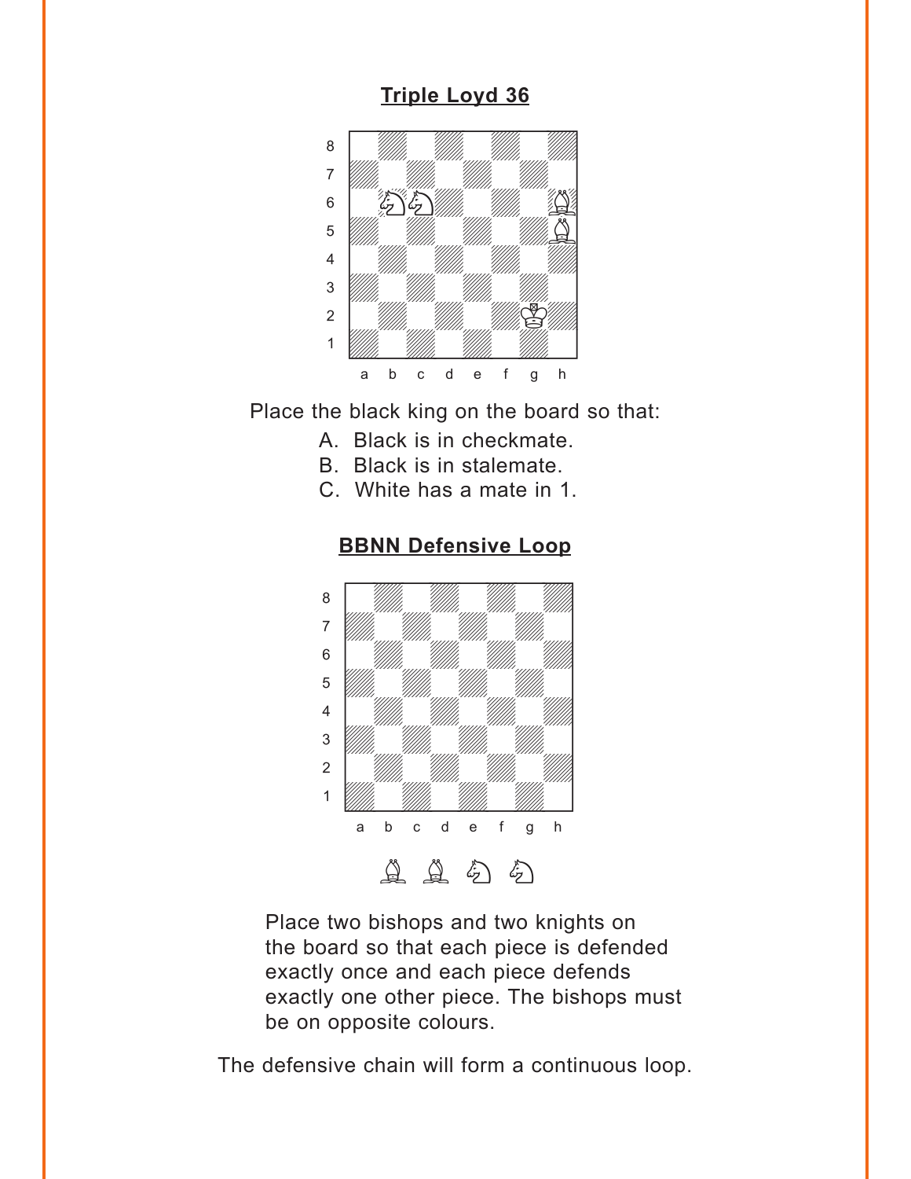## Triple Loyd 36

Place the black king on the board so that:

A. Black is in checkmate.
B. Black is in stalemate.
C. White has a mate in 1.

## BBNN Defensive Loop

Place two bishops and two knights on the board so that each piece is defended exactly once and each piece defends exactly one other piece. The bishops must be on opposite colours.

The defensive chain will form a continuous loop.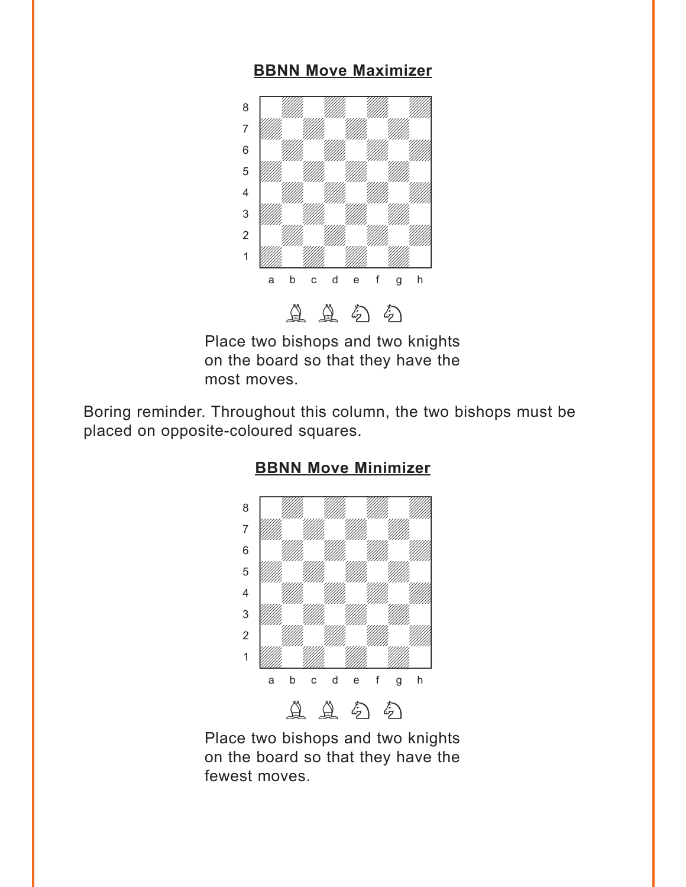**BBNN Move Maximizer**

Place two bishops and two knights on the board so that they have the most moves.

Boring reminder. Throughout this column, the two bishops must be placed on opposite-coloured squares.

**BBNN Move Minimizer**

Place two bishops and two knights on the board so that they have the fewest moves.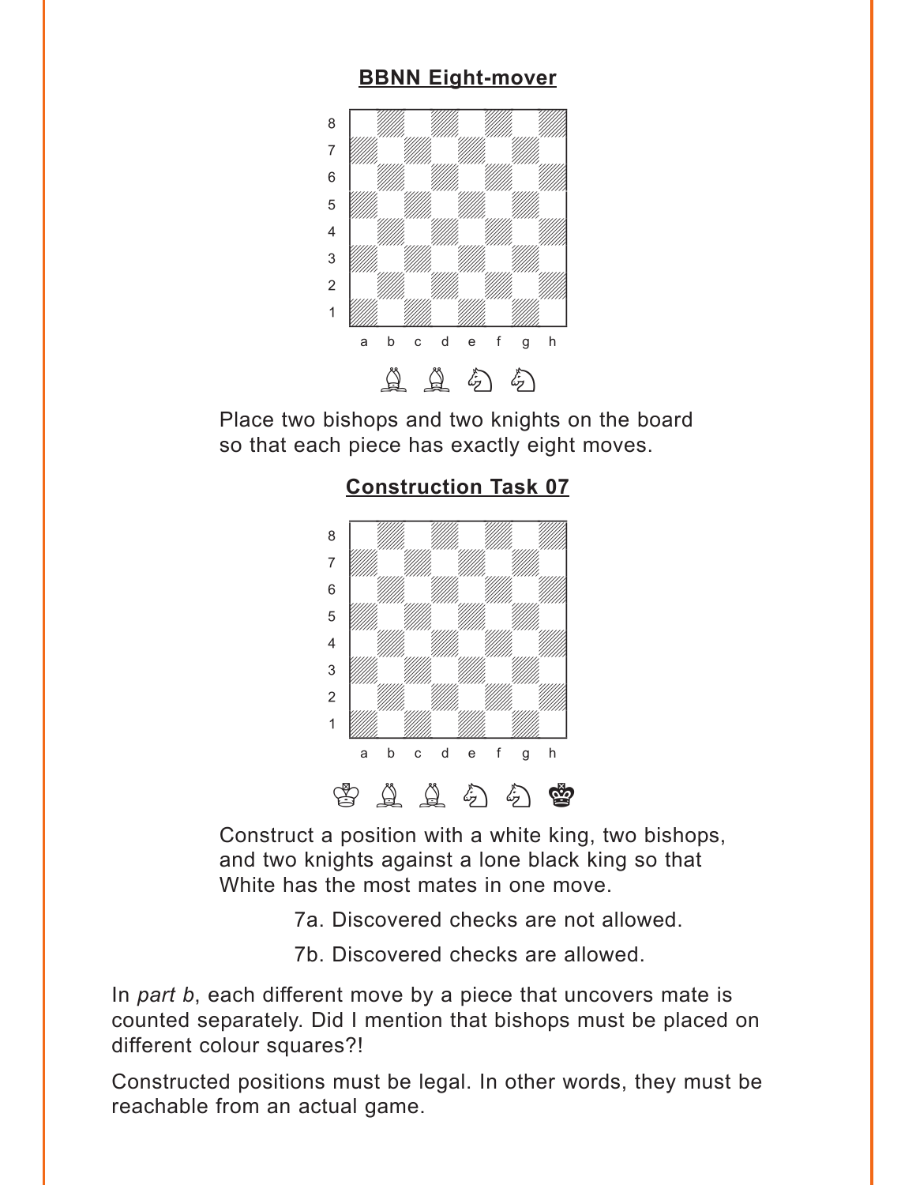## BBNN Eight-mover

Place two bishops and two knights on the board so that each piece has exactly eight moves.

## Construction Task 07

Construct a position with a white king, two bishops, and two knights against a lone black king so that White has the most mates in one move.

7a. Discovered checks are not allowed.

7b. Discovered checks are allowed.

In *part b*, each different move by a piece that uncovers mate is counted separately. Did I mention that bishops must be placed on different colour squares?!

Constructed positions must be legal. In other words, they must be reachable from an actual game.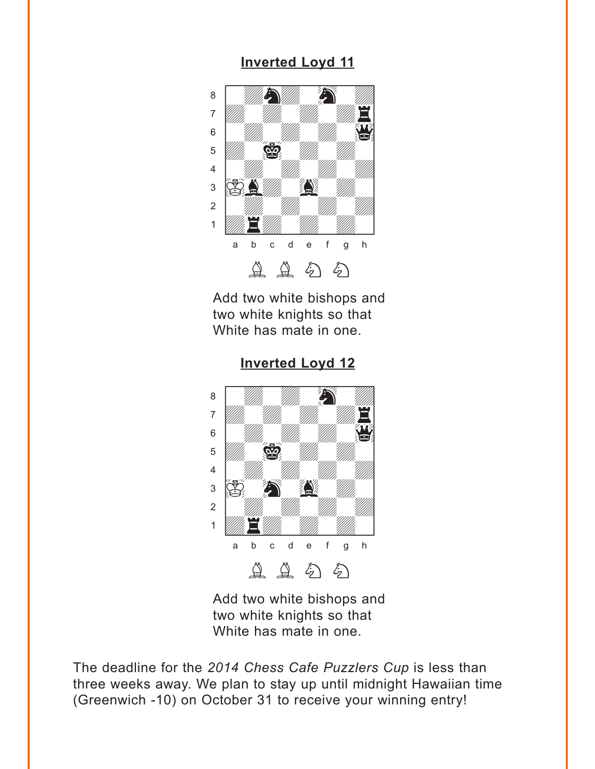## Inverted Loyd 11

Add two white bishops and two white knights so that White has mate in one.

## Inverted Loyd 12

Add two white bishops and two white knights so that White has mate in one.

The deadline for the *2014 Chess Cafe Puzzlers Cup* is less than three weeks away. We plan to stay up until midnight Hawaiian time (Greenwich -10) on October 31 to receive your winning entry!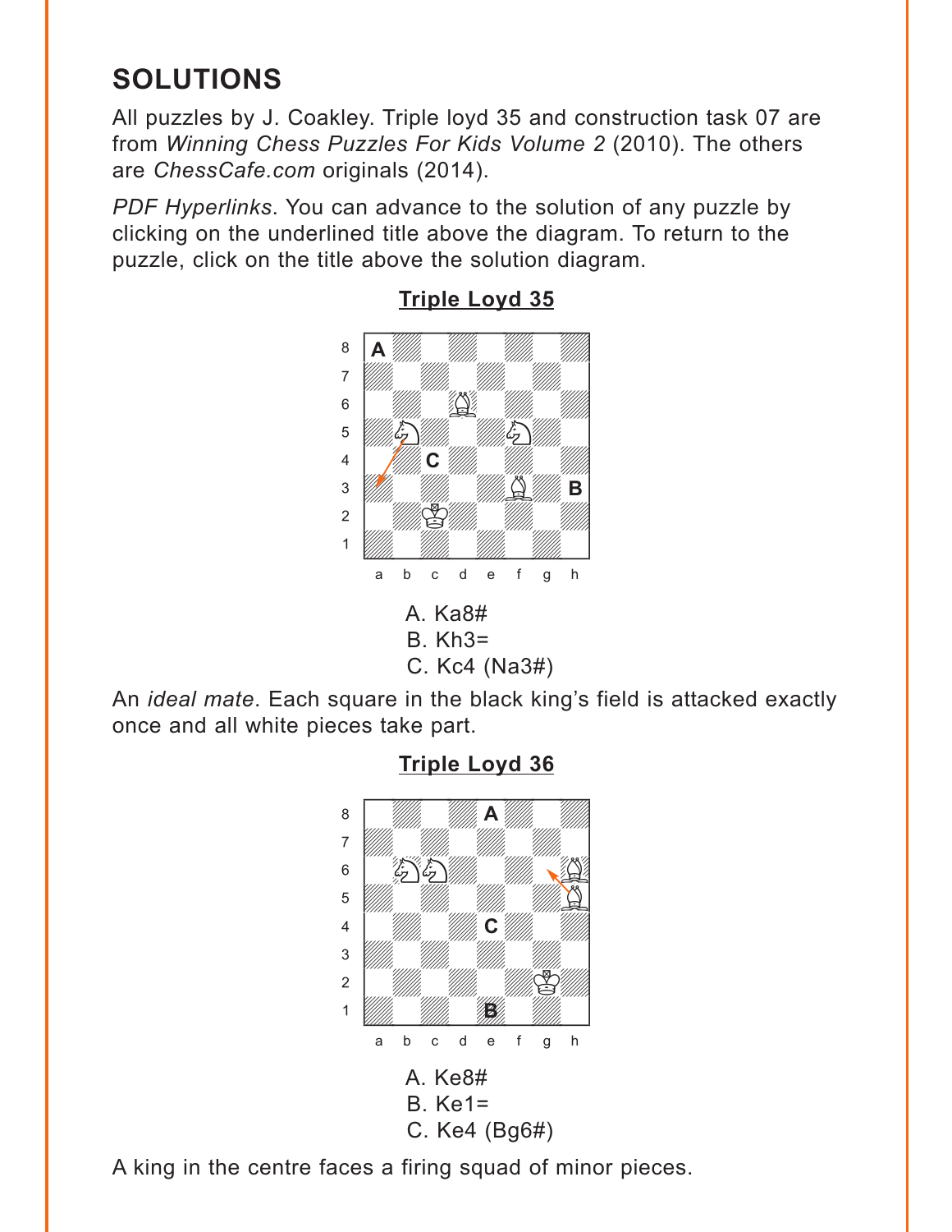## SOLUTIONS

All puzzles by J. Coakley. Triple loyd 35 and construction task 07 are from *Winning Chess Puzzles For Kids Volume 2* (2010). The others are *ChessCafe.com* originals (2014).

*PDF Hyperlinks*. You can advance to the solution of any puzzle by clicking on the underlined title above the diagram. To return to the puzzle, click on the title above the solution diagram.

### Triple Loyd 35

A. Ka8#
B. Kh3=
C. Kc4 (Na3#)

An *ideal mate*. Each square in the black king's field is attacked exactly once and all white pieces take part.

### Triple Loyd 36

A. Ke8#
B. Ke1=
C. Ke4 (Bg6#)

A king in the centre faces a firing squad of minor pieces.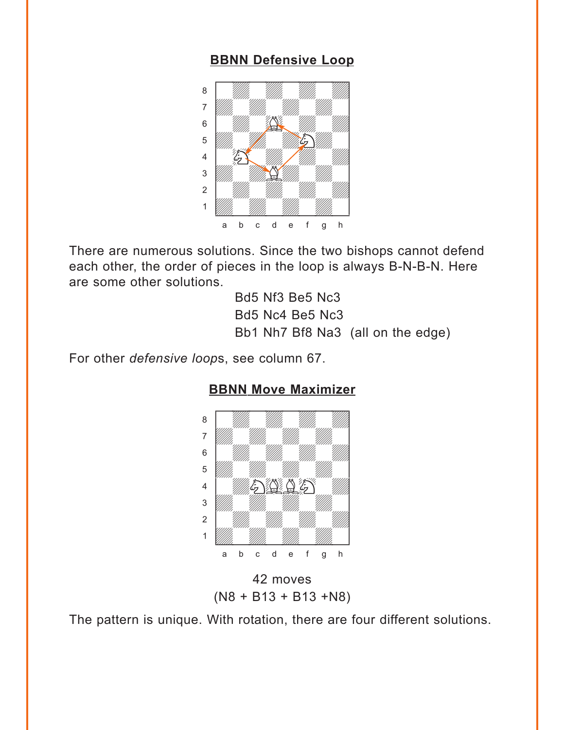## BBNN Defensive Loop

There are numerous solutions. Since the two bishops cannot defend each other, the order of pieces in the loop is always B-N-B-N. Here are some other solutions.

Bd5 Nf3 Be5 Nc3
Bd5 Nc4 Be5 Nc3
Bb1 Nh7 Bf8 Na3 (all on the edge)

For other *defensive loops*, see column 67.

## BBNN Move Maximizer

42 moves
(N8 + B13 + B13 +N8)

The pattern is unique. With rotation, there are four different solutions.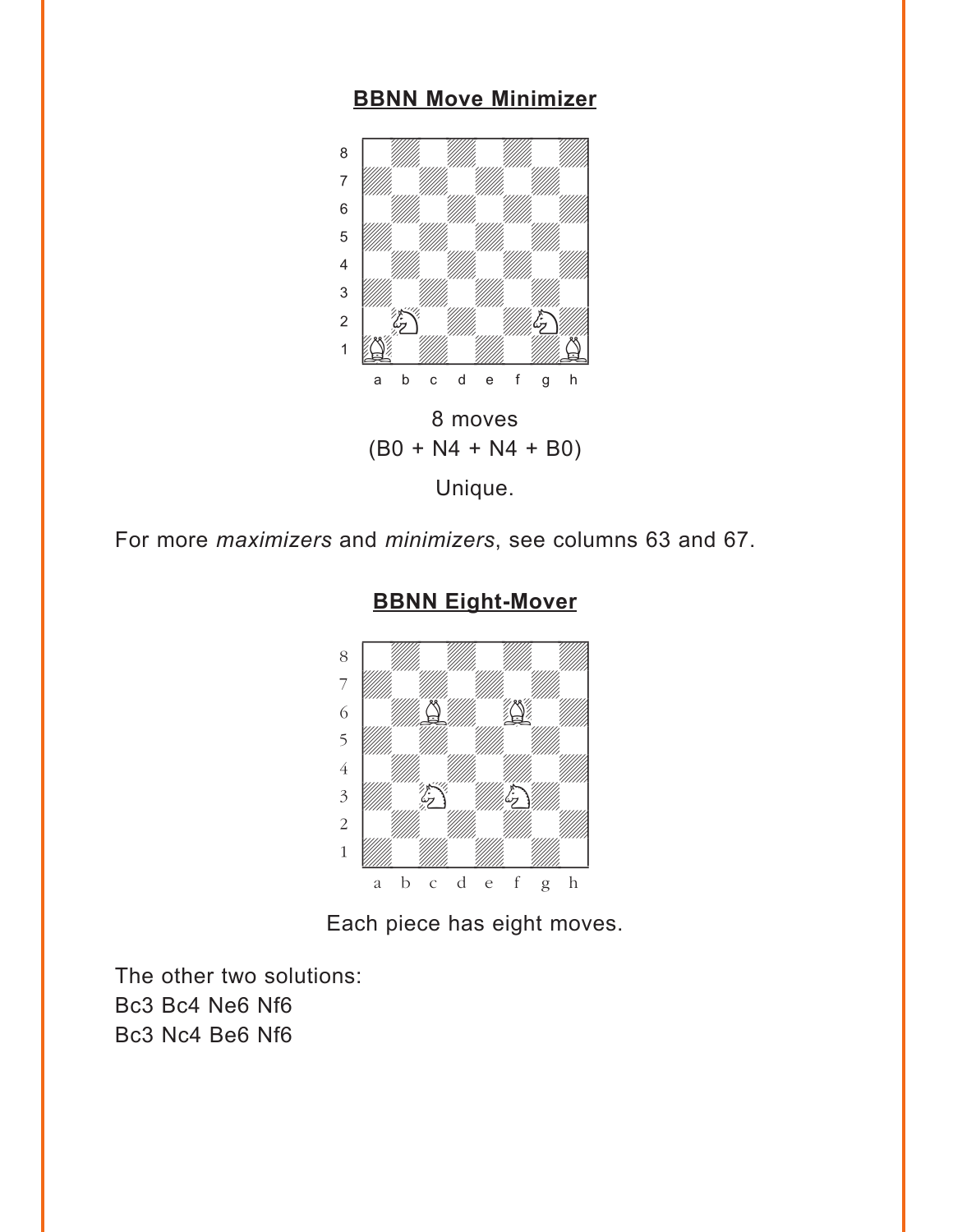**BBNN Move Minimizer**

8 moves
(B0 + N4 + N4 + B0)

Unique.

For more *maximizers* and *minimizers*, see columns 63 and 67.

**BBNN Eight-Mover**

Each piece has eight moves.

The other two solutions:
Bc3 Bc4 Ne6 Nf6
Bc3 Nc4 Be6 Nf6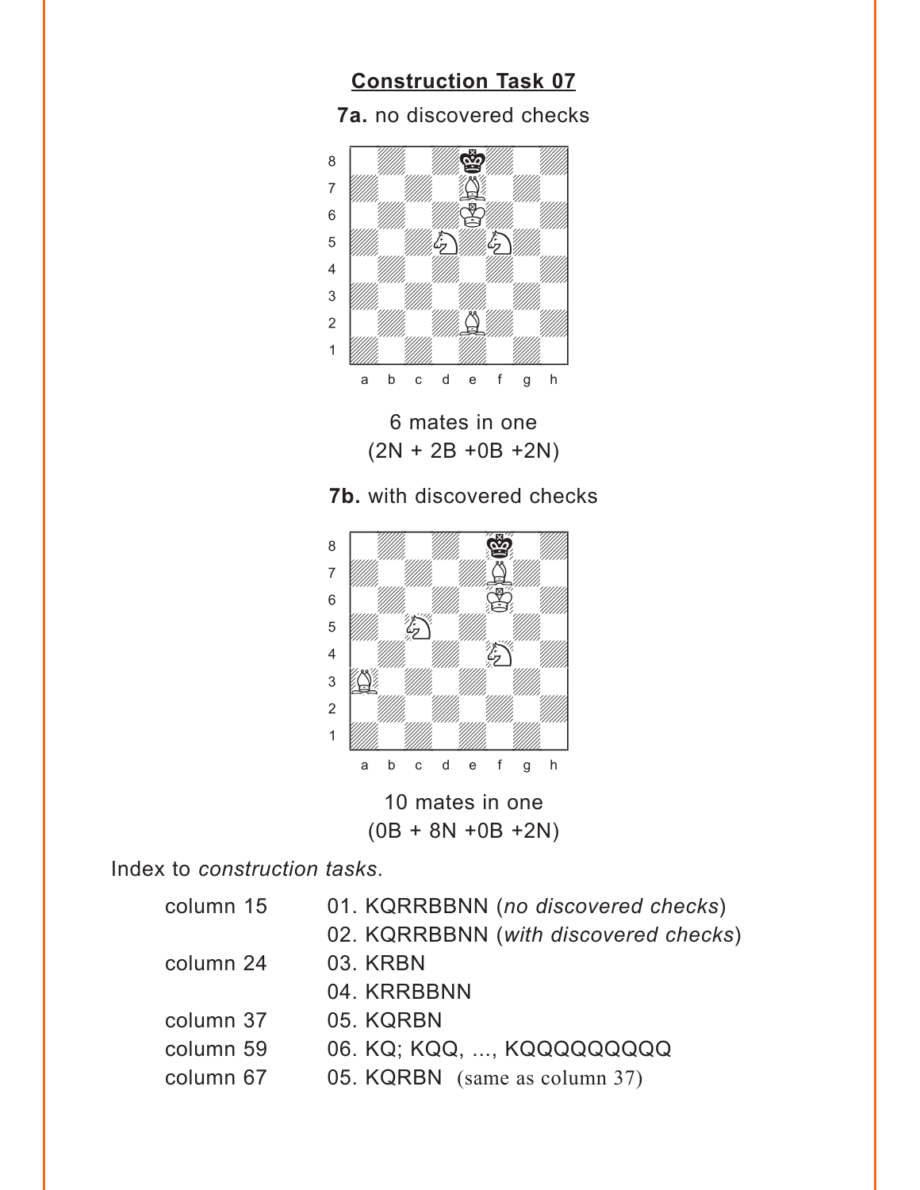## Construction Task 07

**7a.** no discovered checks

6 mates in one
(2N + 2B +0B +2N)

**7b.** with discovered checks

10 mates in one
(0B + 8N +0B +2N)

Index to *construction tasks*.

| | |
|---|---|
| column 15 | 01. KQRRBBNN (*no discovered checks*) |
| | 02. KQRRBBNN (*with discovered checks*) |
| column 24 | 03. KRBN |
| | 04. KRRBBNN |
| column 37 | 05. KQRBN |
| column 59 | 06. KQ; KQQ, ..., KQQQQQQQQQ |
| column 67 | 05. KQRBN (same as column 37) |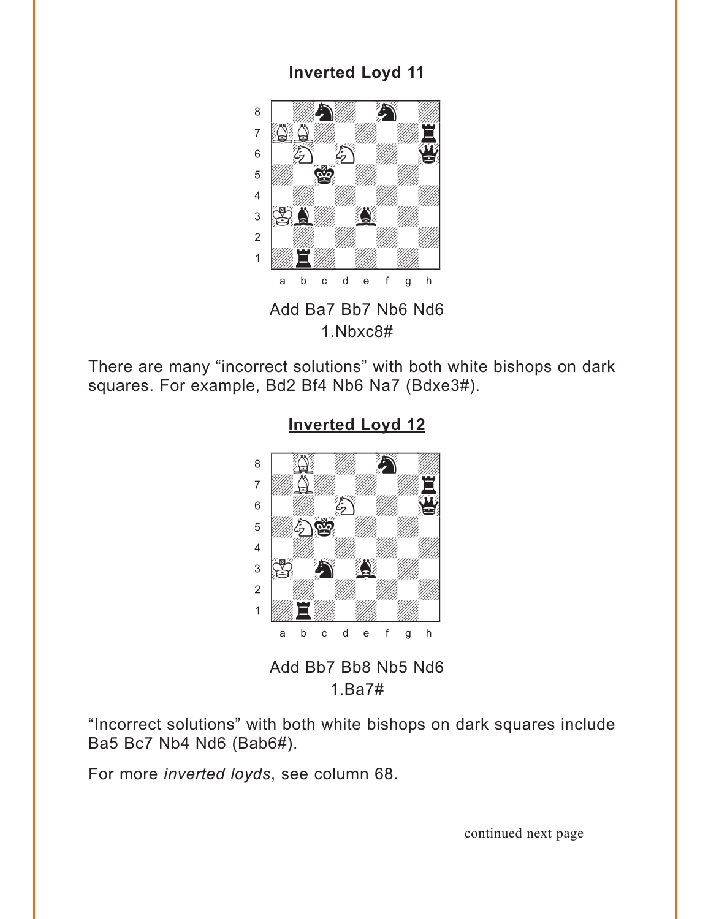## Inverted Loyd 11

Add Ba7 Bb7 Nb6 Nd6
1.Nbxc8#

There are many “incorrect solutions” with both white bishops on dark squares. For example, Bd2 Bf4 Nb6 Na7 (Bdxe3#).

## Inverted Loyd 12

Add Bb7 Bb8 Nb5 Nd6
1.Ba7#

“Incorrect solutions” with both white bishops on dark squares include Ba5 Bc7 Nb4 Nd6 (Bab6#).

For more *inverted loyds*, see column 68.

continued next page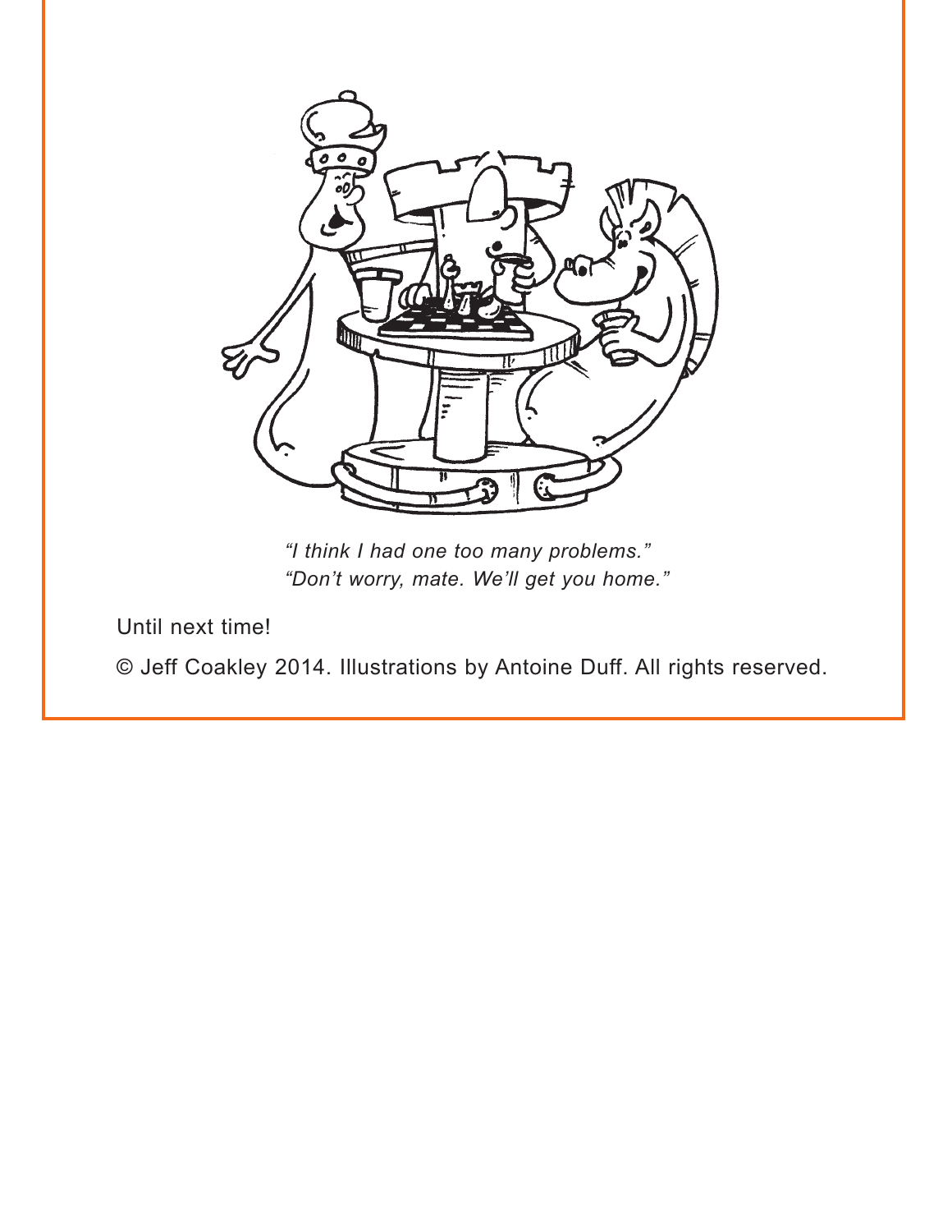*"I think I had one too many problems."*
*"Don't worry, mate. We'll get you home."*

Until next time!

© Jeff Coakley 2014. Illustrations by Antoine Duff. All rights reserved.